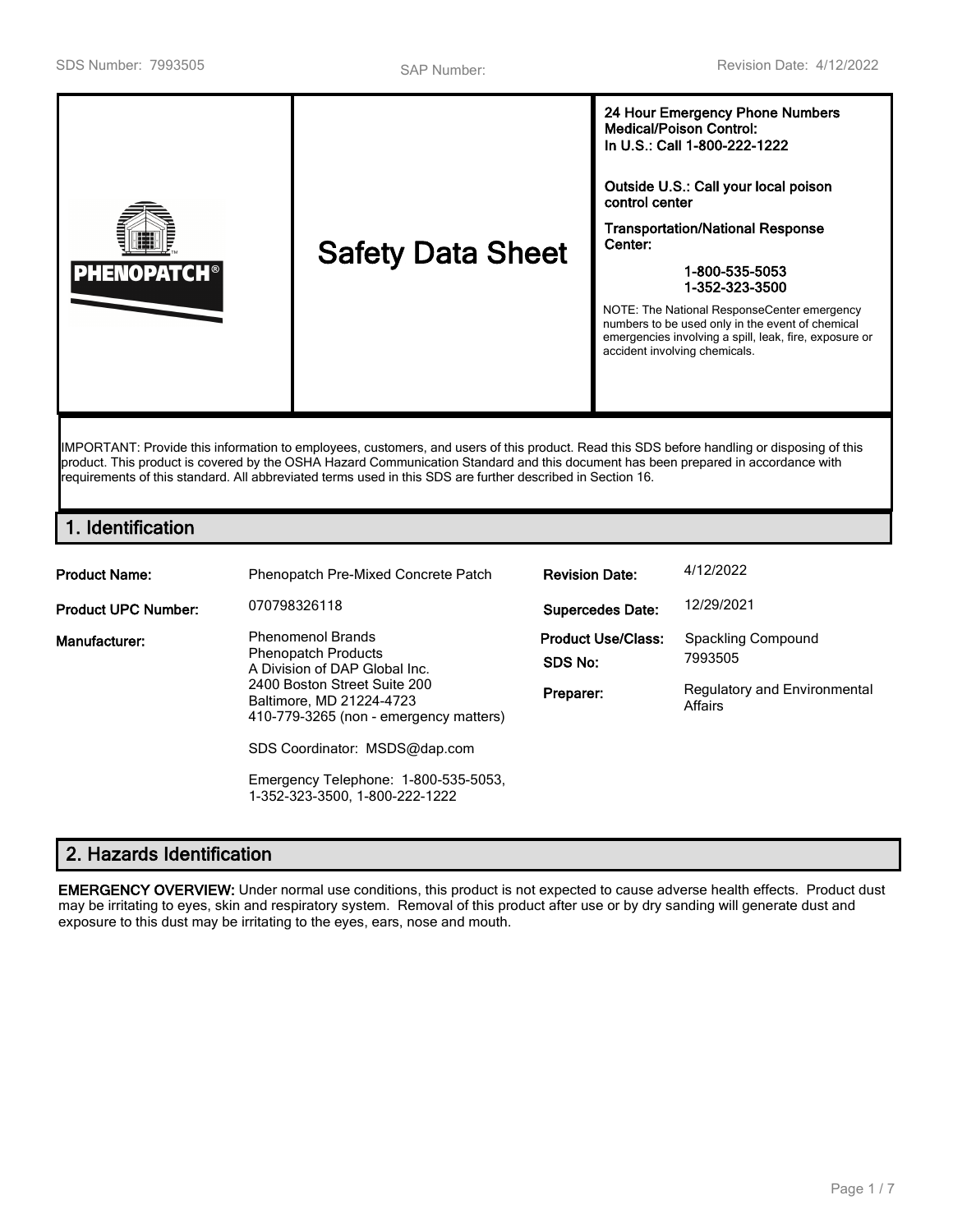SDS Number: 7993505 | SAP Number: | Revision Date: 4/12/2022

PHENOPATCH®

# Safety Data Sheet

**24 Hour Emergency Phone Numbers**
**Medical/Poison Control:**
**In U.S.: Call 1-800-222-1222**

**Outside U.S.: Call your local poison control center**

**Transportation/National Response Center:**

**1-800-535-5053**
**1-352-323-3500**

NOTE: The National ResponseCenter emergency numbers to be used only in the event of chemical emergencies involving a spill, leak, fire, exposure or accident involving chemicals.

IMPORTANT: Provide this information to employees, customers, and users of this product. Read this SDS before handling or disposing of this product. This product is covered by the OSHA Hazard Communication Standard and this document has been prepared in accordance with requirements of this standard. All abbreviated terms used in this SDS are further described in Section 16.

## 1. Identification

| | | | |
|---|---|---|---|
| **Product Name:** | Phenopatch Pre-Mixed Concrete Patch | **Revision Date:** | 4/12/2022 |
| **Product UPC Number:** | 070798326118 | **Supercedes Date:** | 12/29/2021 |
| **Manufacturer:** | Phenomenol Brands<br>Phenopatch Products<br>A Division of DAP Global Inc.<br>2400 Boston Street Suite 200<br>Baltimore, MD 21224-4723<br>410-779-3265 (non - emergency matters)<br><br>SDS Coordinator: MSDS@dap.com<br><br>Emergency Telephone: 1-800-535-5053, 1-352-323-3500, 1-800-222-1222 | **Product Use/Class:**<br>**SDS No:**<br>**Preparer:** | Spackling Compound<br>7993505<br>Regulatory and Environmental Affairs |

## 2. Hazards Identification

**EMERGENCY OVERVIEW:** Under normal use conditions, this product is not expected to cause adverse health effects. Product dust may be irritating to eyes, skin and respiratory system. Removal of this product after use or by dry sanding will generate dust and exposure to this dust may be irritating to the eyes, ears, nose and mouth.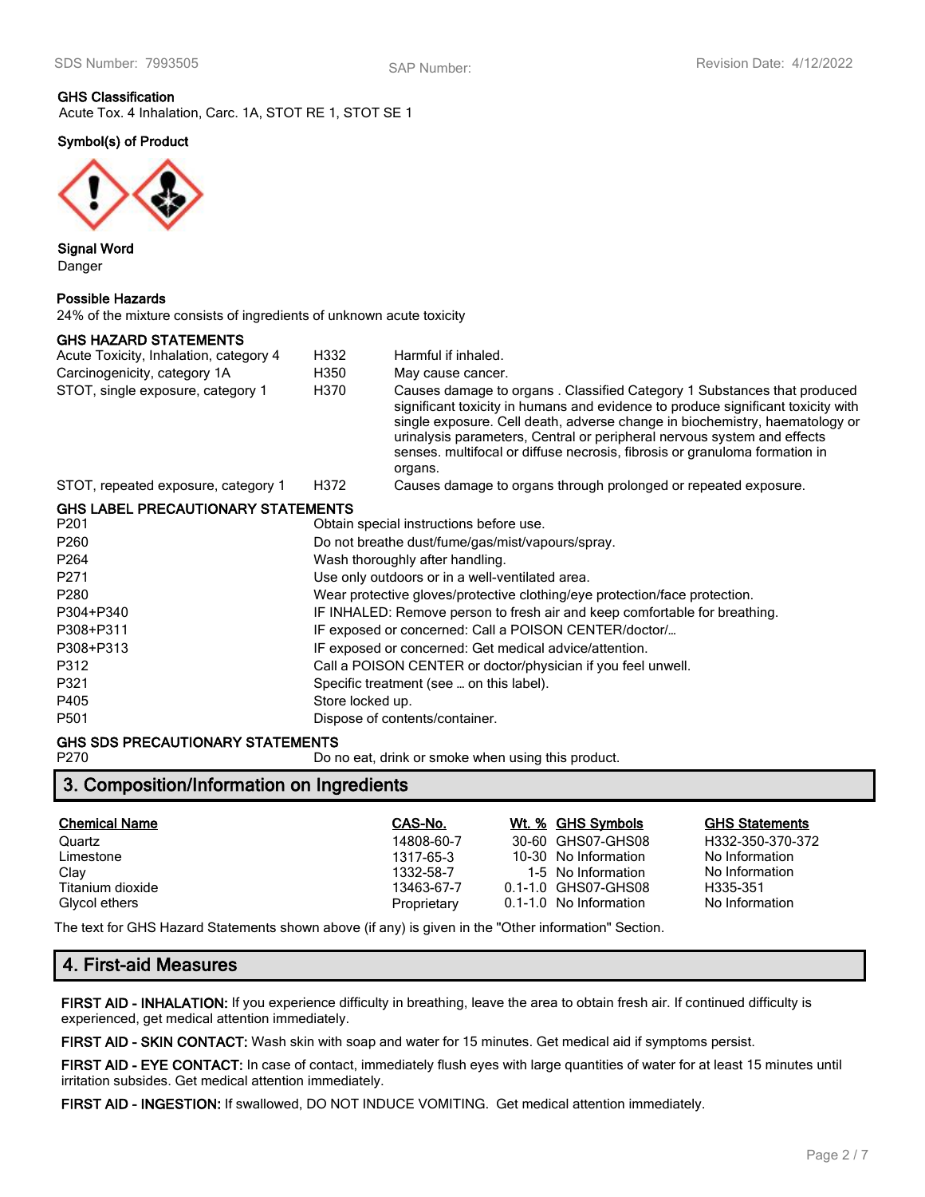### GHS Classification

Acute Tox. 4 Inhalation, Carc. 1A, STOT RE 1, STOT SE 1

### Symbol(s) of Product

### Signal Word

Danger

### Possible Hazards

24% of the mixture consists of ingredients of unknown acute toxicity

### GHS HAZARD STATEMENTS

| | | |
|---|---|---|
| Acute Toxicity, Inhalation, category 4 | H332 | Harmful if inhaled. |
| Carcinogenicity, category 1A | H350 | May cause cancer. |
| STOT, single exposure, category 1 | H370 | Causes damage to organs . Classified Category 1 Substances that produced significant toxicity in humans and evidence to produce significant toxicity with single exposure. Cell death, adverse change in biochemistry, haematology or urinalysis parameters, Central or peripheral nervous system and effects senses. multifocal or diffuse necrosis, fibrosis or granuloma formation in organs. |
| STOT, repeated exposure, category 1 | H372 | Causes damage to organs through prolonged or repeated exposure. |

### GHS LABEL PRECAUTIONARY STATEMENTS

| | |
|---|---|
| P201 | Obtain special instructions before use. |
| P260 | Do not breathe dust/fume/gas/mist/vapours/spray. |
| P264 | Wash thoroughly after handling. |
| P271 | Use only outdoors or in a well-ventilated area. |
| P280 | Wear protective gloves/protective clothing/eye protection/face protection. |
| P304+P340 | IF INHALED: Remove person to fresh air and keep comfortable for breathing. |
| P308+P311 | IF exposed or concerned: Call a POISON CENTER/doctor/… |
| P308+P313 | IF exposed or concerned: Get medical advice/attention. |
| P312 | Call a POISON CENTER or doctor/physician if you feel unwell. |
| P321 | Specific treatment (see … on this label). |
| P405 | Store locked up. |
| P501 | Dispose of contents/container. |

### GHS SDS PRECAUTIONARY STATEMENTS

| | |
|---|---|
| P270 | Do no eat, drink or smoke when using this product. |

## 3. Composition/Information on Ingredients

| Chemical Name | CAS-No. | Wt. % | GHS Symbols | GHS Statements |
|---|---|---|---|---|
| Quartz | 14808-60-7 | 30-60 | GHS07-GHS08 | H332-350-370-372 |
| Limestone | 1317-65-3 | 10-30 | No Information | No Information |
| Clay | 1332-58-7 | 1-5 | No Information | No Information |
| Titanium dioxide | 13463-67-7 | 0.1-1.0 | GHS07-GHS08 | H335-351 |
| Glycol ethers | Proprietary | 0.1-1.0 | No Information | No Information |

The text for GHS Hazard Statements shown above (if any) is given in the "Other information" Section.

## 4. First-aid Measures

**FIRST AID - INHALATION:** If you experience difficulty in breathing, leave the area to obtain fresh air. If continued difficulty is experienced, get medical attention immediately.

**FIRST AID - SKIN CONTACT:** Wash skin with soap and water for 15 minutes. Get medical aid if symptoms persist.

**FIRST AID - EYE CONTACT:** In case of contact, immediately flush eyes with large quantities of water for at least 15 minutes until irritation subsides. Get medical attention immediately.

**FIRST AID - INGESTION:** If swallowed, DO NOT INDUCE VOMITING. Get medical attention immediately.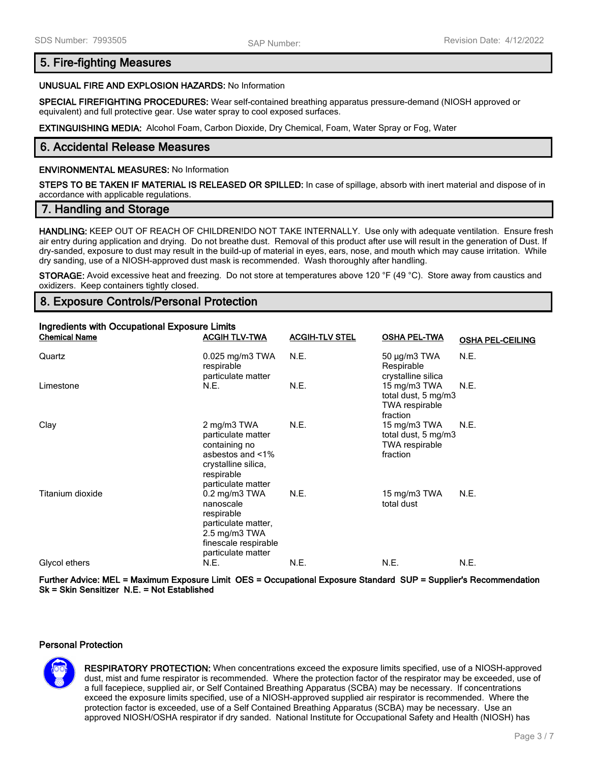SDS Number: 7993505 SAP Number: Revision Date: 4/12/2022

## 5. Fire-fighting Measures

**UNUSUAL FIRE AND EXPLOSION HAZARDS:** No Information

**SPECIAL FIREFIGHTING PROCEDURES:** Wear self-contained breathing apparatus pressure-demand (NIOSH approved or equivalent) and full protective gear. Use water spray to cool exposed surfaces.

**EXTINGUISHING MEDIA:** Alcohol Foam, Carbon Dioxide, Dry Chemical, Foam, Water Spray or Fog, Water

## 6. Accidental Release Measures

**ENVIRONMENTAL MEASURES:** No Information

**STEPS TO BE TAKEN IF MATERIAL IS RELEASED OR SPILLED:** In case of spillage, absorb with inert material and dispose of in accordance with applicable regulations.

## 7. Handling and Storage

**HANDLING:** KEEP OUT OF REACH OF CHILDREN!DO NOT TAKE INTERNALLY. Use only with adequate ventilation. Ensure fresh air entry during application and drying. Do not breathe dust. Removal of this product after use will result in the generation of Dust. If dry-sanded, exposure to dust may result in the build-up of material in eyes, ears, nose, and mouth which may cause irritation. While dry sanding, use of a NIOSH-approved dust mask is recommended. Wash thoroughly after handling.

**STORAGE:** Avoid excessive heat and freezing. Do not store at temperatures above 120 °F (49 °C). Store away from caustics and oxidizers. Keep containers tightly closed.

## 8. Exposure Controls/Personal Protection

**Ingredients with Occupational Exposure Limits**

| Chemical Name | ACGIH TLV-TWA | ACGIH-TLV STEL | OSHA PEL-TWA | OSHA PEL-CEILING |
|---|---|---|---|---|
| Quartz | 0.025 mg/m3 TWA respirable particulate matter | N.E. | 50 µg/m3 TWA Respirable crystalline silica | N.E. |
| Limestone | N.E. | N.E. | 15 mg/m3 TWA total dust, 5 mg/m3 TWA respirable fraction | N.E. |
| Clay | 2 mg/m3 TWA particulate matter containing no asbestos and <1% crystalline silica, respirable particulate matter | N.E. | 15 mg/m3 TWA total dust, 5 mg/m3 TWA respirable fraction | N.E. |
| Titanium dioxide | 0.2 mg/m3 TWA nanoscale respirable particulate matter, 2.5 mg/m3 TWA finescale respirable particulate matter | N.E. | 15 mg/m3 TWA total dust | N.E. |
| Glycol ethers | N.E. | N.E. | N.E. | N.E. |

**Further Advice: MEL = Maximum Exposure Limit OES = Occupational Exposure Standard SUP = Supplier's Recommendation Sk = Skin Sensitizer N.E. = Not Established**

### Personal Protection

**RESPIRATORY PROTECTION:** When concentrations exceed the exposure limits specified, use of a NIOSH-approved dust, mist and fume respirator is recommended. Where the protection factor of the respirator may be exceeded, use of a full facepiece, supplied air, or Self Contained Breathing Apparatus (SCBA) may be necessary. If concentrations exceed the exposure limits specified, use of a NIOSH-approved supplied air respirator is recommended. Where the protection factor is exceeded, use of a Self Contained Breathing Apparatus (SCBA) may be necessary. Use an approved NIOSH/OSHA respirator if dry sanded. National Institute for Occupational Safety and Health (NIOSH) has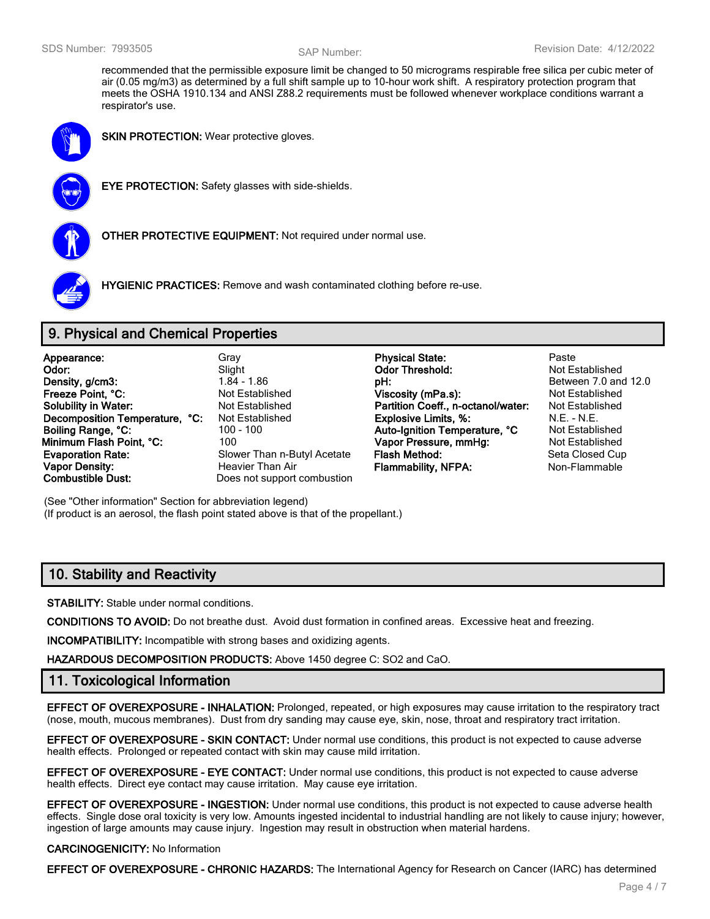recommended that the permissible exposure limit be changed to 50 micrograms respirable free silica per cubic meter of air (0.05 mg/m3) as determined by a full shift sample up to 10-hour work shift. A respiratory protection program that meets the OSHA 1910.134 and ANSI Z88.2 requirements must be followed whenever workplace conditions warrant a respirator's use.

**SKIN PROTECTION:** Wear protective gloves.

**EYE PROTECTION:** Safety glasses with side-shields.

**OTHER PROTECTIVE EQUIPMENT:** Not required under normal use.

**HYGIENIC PRACTICES:** Remove and wash contaminated clothing before re-use.

## 9. Physical and Chemical Properties

| | | | |
|---|---|---|---|
| **Appearance:** | Gray | **Physical State:** | Paste |
| **Odor:** | Slight | **Odor Threshold:** | Not Established |
| **Density, g/cm3:** | 1.84 - 1.86 | **pH:** | Between 7.0 and 12.0 |
| **Freeze Point, °C:** | Not Established | **Viscosity (mPa.s):** | Not Established |
| **Solubility in Water:** | Not Established | **Partition Coeff., n-octanol/water:** | Not Established |
| **Decomposition Temperature, °C:** | Not Established | **Explosive Limits, %:** | N.E. - N.E. |
| **Boiling Range, °C:** | 100 - 100 | **Auto-Ignition Temperature, °C** | Not Established |
| **Minimum Flash Point, °C:** | 100 | **Vapor Pressure, mmHg:** | Not Established |
| **Evaporation Rate:** | Slower Than n-Butyl Acetate | **Flash Method:** | Seta Closed Cup |
| **Vapor Density:** | Heavier Than Air | **Flammability, NFPA:** | Non-Flammable |
| **Combustible Dust:** | Does not support combustion | | |

(See "Other information" Section for abbreviation legend)
(If product is an aerosol, the flash point stated above is that of the propellant.)

## 10. Stability and Reactivity

**STABILITY:** Stable under normal conditions.

**CONDITIONS TO AVOID:** Do not breathe dust. Avoid dust formation in confined areas. Excessive heat and freezing.

**INCOMPATIBILITY:** Incompatible with strong bases and oxidizing agents.

**HAZARDOUS DECOMPOSITION PRODUCTS:** Above 1450 degree C: $SO_2$ and CaO.

## 11. Toxicological Information

**EFFECT OF OVEREXPOSURE - INHALATION:** Prolonged, repeated, or high exposures may cause irritation to the respiratory tract (nose, mouth, mucous membranes). Dust from dry sanding may cause eye, skin, nose, throat and respiratory tract irritation.

**EFFECT OF OVEREXPOSURE - SKIN CONTACT:** Under normal use conditions, this product is not expected to cause adverse health effects. Prolonged or repeated contact with skin may cause mild irritation.

**EFFECT OF OVEREXPOSURE - EYE CONTACT:** Under normal use conditions, this product is not expected to cause adverse health effects. Direct eye contact may cause irritation. May cause eye irritation.

**EFFECT OF OVEREXPOSURE - INGESTION:** Under normal use conditions, this product is not expected to cause adverse health effects. Single dose oral toxicity is very low. Amounts ingested incidental to industrial handling are not likely to cause injury; however, ingestion of large amounts may cause injury. Ingestion may result in obstruction when material hardens.

**CARCINOGENICITY:** No Information

**EFFECT OF OVEREXPOSURE - CHRONIC HAZARDS:** The International Agency for Research on Cancer (IARC) has determined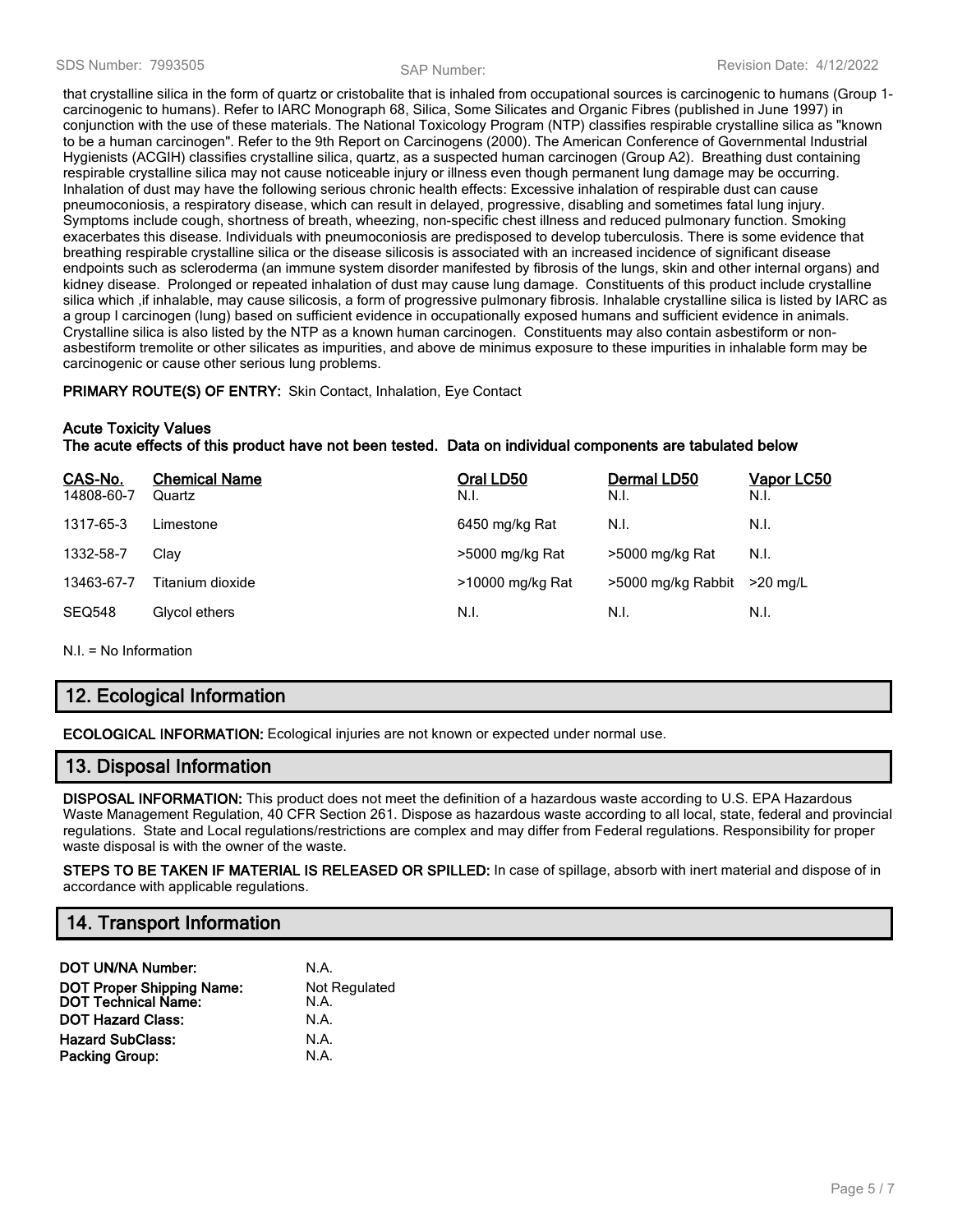that crystalline silica in the form of quartz or cristobalite that is inhaled from occupational sources is carcinogenic to humans (Group 1-carcinogenic to humans). Refer to IARC Monograph 68, Silica, Some Silicates and Organic Fibres (published in June 1997) in conjunction with the use of these materials. The National Toxicology Program (NTP) classifies respirable crystalline silica as "known to be a human carcinogen". Refer to the 9th Report on Carcinogens (2000). The American Conference of Governmental Industrial Hygienists (ACGIH) classifies crystalline silica, quartz, as a suspected human carcinogen (Group A2). Breathing dust containing respirable crystalline silica may not cause noticeable injury or illness even though permanent lung damage may be occurring. Inhalation of dust may have the following serious chronic health effects: Excessive inhalation of respirable dust can cause pneumoconiosis, a respiratory disease, which can result in delayed, progressive, disabling and sometimes fatal lung injury. Symptoms include cough, shortness of breath, wheezing, non-specific chest illness and reduced pulmonary function. Smoking exacerbates this disease. Individuals with pneumoconiosis are predisposed to develop tuberculosis. There is some evidence that breathing respirable crystalline silica or the disease silicosis is associated with an increased incidence of significant disease endpoints such as scleroderma (an immune system disorder manifested by fibrosis of the lungs, skin and other internal organs) and kidney disease. Prolonged or repeated inhalation of dust may cause lung damage. Constituents of this product include crystalline silica which ,if inhalable, may cause silicosis, a form of progressive pulmonary fibrosis. Inhalable crystalline silica is listed by IARC as a group I carcinogen (lung) based on sufficient evidence in occupationally exposed humans and sufficient evidence in animals. Crystalline silica is also listed by the NTP as a known human carcinogen. Constituents may also contain asbestiform or non-asbestiform tremolite or other silicates as impurities, and above de minimus exposure to these impurities in inhalable form may be carcinogenic or cause other serious lung problems.

**PRIMARY ROUTE(S) OF ENTRY:** Skin Contact, Inhalation, Eye Contact

**Acute Toxicity Values**
**The acute effects of this product have not been tested. Data on individual components are tabulated below**

| CAS-No. | Chemical Name | Oral LD50 | Dermal LD50 | Vapor LC50 |
|---|---|---|---|---|
| 14808-60-7 | Quartz | N.I. | N.I. | N.I. |
| 1317-65-3 | Limestone | 6450 mg/kg Rat | N.I. | N.I. |
| 1332-58-7 | Clay | >5000 mg/kg Rat | >5000 mg/kg Rat | N.I. |
| 13463-67-7 | Titanium dioxide | >10000 mg/kg Rat | >5000 mg/kg Rabbit | >20 mg/L |
| SEQ548 | Glycol ethers | N.I. | N.I. | N.I. |

N.I. = No Information

## 12. Ecological Information

**ECOLOGICAL INFORMATION:** Ecological injuries are not known or expected under normal use.

## 13. Disposal Information

**DISPOSAL INFORMATION:** This product does not meet the definition of a hazardous waste according to U.S. EPA Hazardous Waste Management Regulation, 40 CFR Section 261. Dispose as hazardous waste according to all local, state, federal and provincial regulations. State and Local regulations/restrictions are complex and may differ from Federal regulations. Responsibility for proper waste disposal is with the owner of the waste.

**STEPS TO BE TAKEN IF MATERIAL IS RELEASED OR SPILLED:** In case of spillage, absorb with inert material and dispose of in accordance with applicable regulations.

## 14. Transport Information

| | |
|---|---|
| **DOT UN/NA Number:** | N.A. |
| **DOT Proper Shipping Name:** | Not Regulated |
| **DOT Technical Name:** | N.A. |
| **DOT Hazard Class:** | N.A. |
| **Hazard SubClass:** | N.A. |
| **Packing Group:** | N.A. |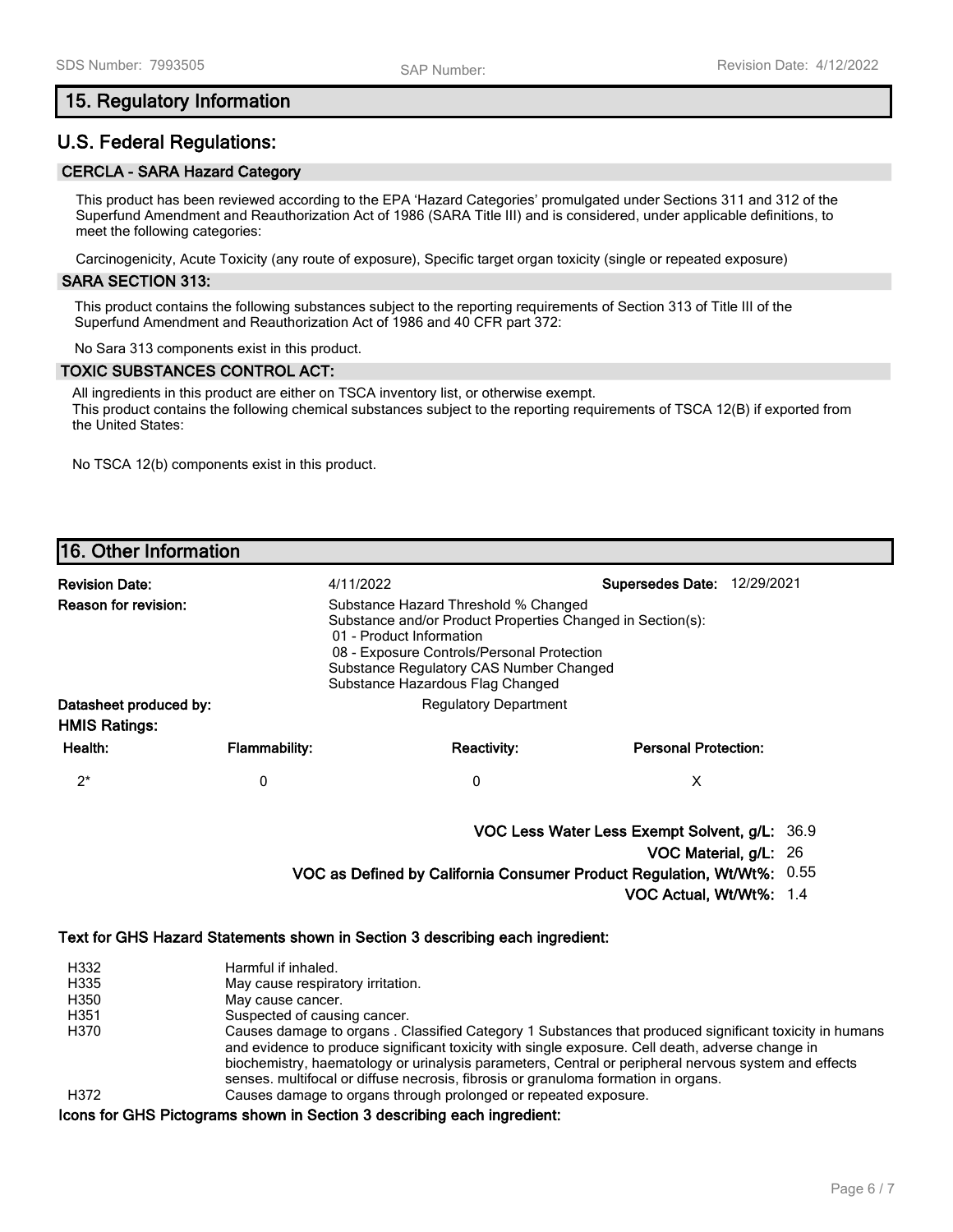## 15. Regulatory Information

## U.S. Federal Regulations:

### CERCLA - SARA Hazard Category

This product has been reviewed according to the EPA 'Hazard Categories' promulgated under Sections 311 and 312 of the Superfund Amendment and Reauthorization Act of 1986 (SARA Title III) and is considered, under applicable definitions, to meet the following categories:

Carcinogenicity, Acute Toxicity (any route of exposure), Specific target organ toxicity (single or repeated exposure)

### SARA SECTION 313:

This product contains the following substances subject to the reporting requirements of Section 313 of Title III of the Superfund Amendment and Reauthorization Act of 1986 and 40 CFR part 372:

No Sara 313 components exist in this product.

### TOXIC SUBSTANCES CONTROL ACT:

All ingredients in this product are either on TSCA inventory list, or otherwise exempt.
This product contains the following chemical substances subject to the reporting requirements of TSCA 12(B) if exported from the United States:

No TSCA 12(b) components exist in this product.

## 16. Other Information

**Revision Date:** 4/11/2022 **Supersedes Date:** 12/29/2021

**Reason for revision:**
Substance Hazard Threshold % Changed
Substance and/or Product Properties Changed in Section(s):
01 - Product Information
08 - Exposure Controls/Personal Protection
Substance Regulatory CAS Number Changed
Substance Hazardous Flag Changed

**Datasheet produced by:** Regulatory Department

**HMIS Ratings:**

| Health: | Flammability: | Reactivity: | Personal Protection: |
|---|---|---|---|
| 2* | 0 | 0 | X |

**VOC Less Water Less Exempt Solvent, g/L:** 36.9
**VOC Material, g/L:** 26
**VOC as Defined by California Consumer Product Regulation, Wt/Wt%:** 0.55
**VOC Actual, Wt/Wt%:** 1.4

**Text for GHS Hazard Statements shown in Section 3 describing each ingredient:**

| | |
|---|---|
| H332 | Harmful if inhaled. |
| H335 | May cause respiratory irritation. |
| H350 | May cause cancer. |
| H351 | Suspected of causing cancer. |
| H370 | Causes damage to organs . Classified Category 1 Substances that produced significant toxicity in humans and evidence to produce significant toxicity with single exposure. Cell death, adverse change in biochemistry, haematology or urinalysis parameters, Central or peripheral nervous system and effects senses. multifocal or diffuse necrosis, fibrosis or granuloma formation in organs. |
| H372 | Causes damage to organs through prolonged or repeated exposure. |

**Icons for GHS Pictograms shown in Section 3 describing each ingredient:**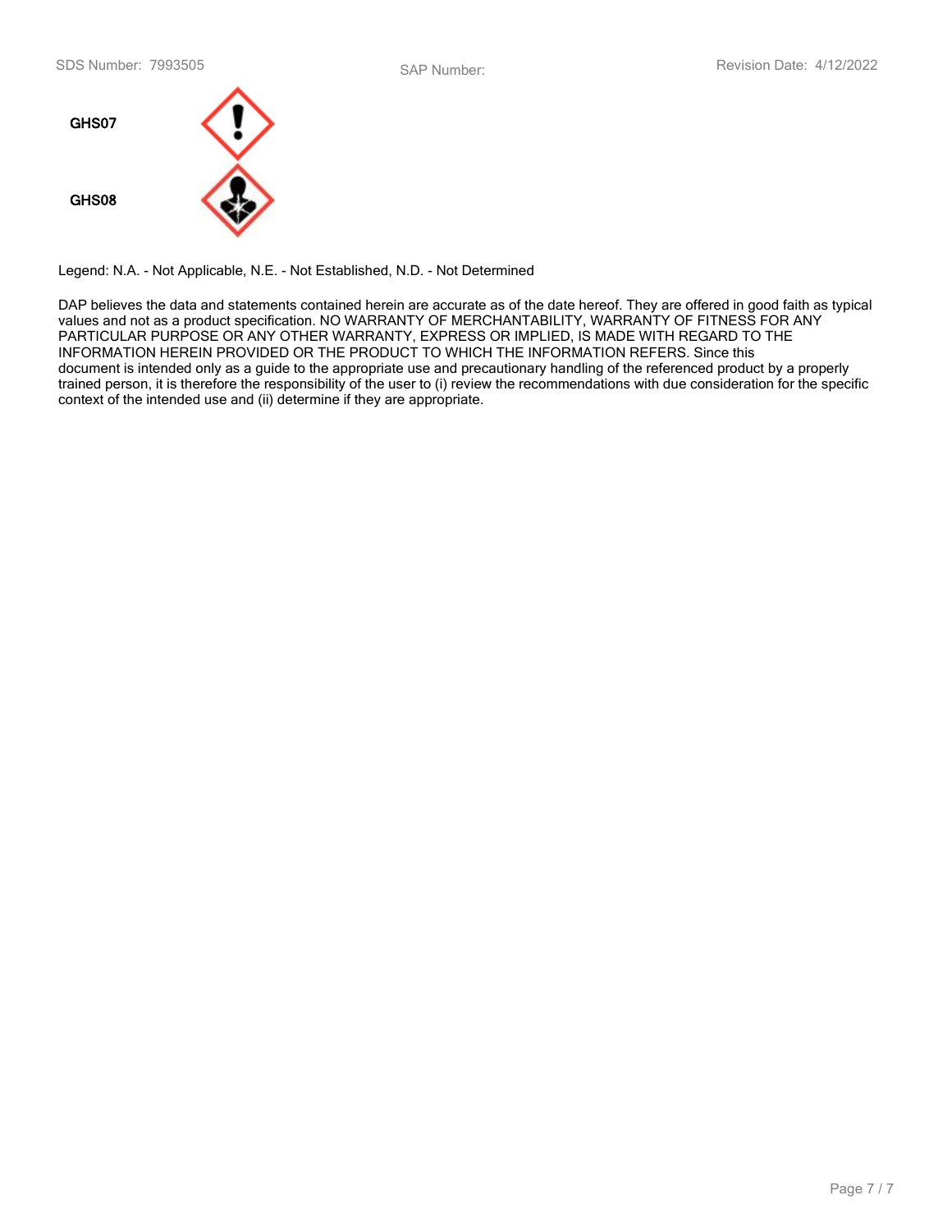GHS07

GHS08

Legend: N.A. - Not Applicable, N.E. - Not Established, N.D. - Not Determined

DAP believes the data and statements contained herein are accurate as of the date hereof. They are offered in good faith as typical values and not as a product specification. NO WARRANTY OF MERCHANTABILITY, WARRANTY OF FITNESS FOR ANY PARTICULAR PURPOSE OR ANY OTHER WARRANTY, EXPRESS OR IMPLIED, IS MADE WITH REGARD TO THE INFORMATION HEREIN PROVIDED OR THE PRODUCT TO WHICH THE INFORMATION REFERS. Since this document is intended only as a guide to the appropriate use and precautionary handling of the referenced product by a properly trained person, it is therefore the responsibility of the user to (i) review the recommendations with due consideration for the specific context of the intended use and (ii) determine if they are appropriate.